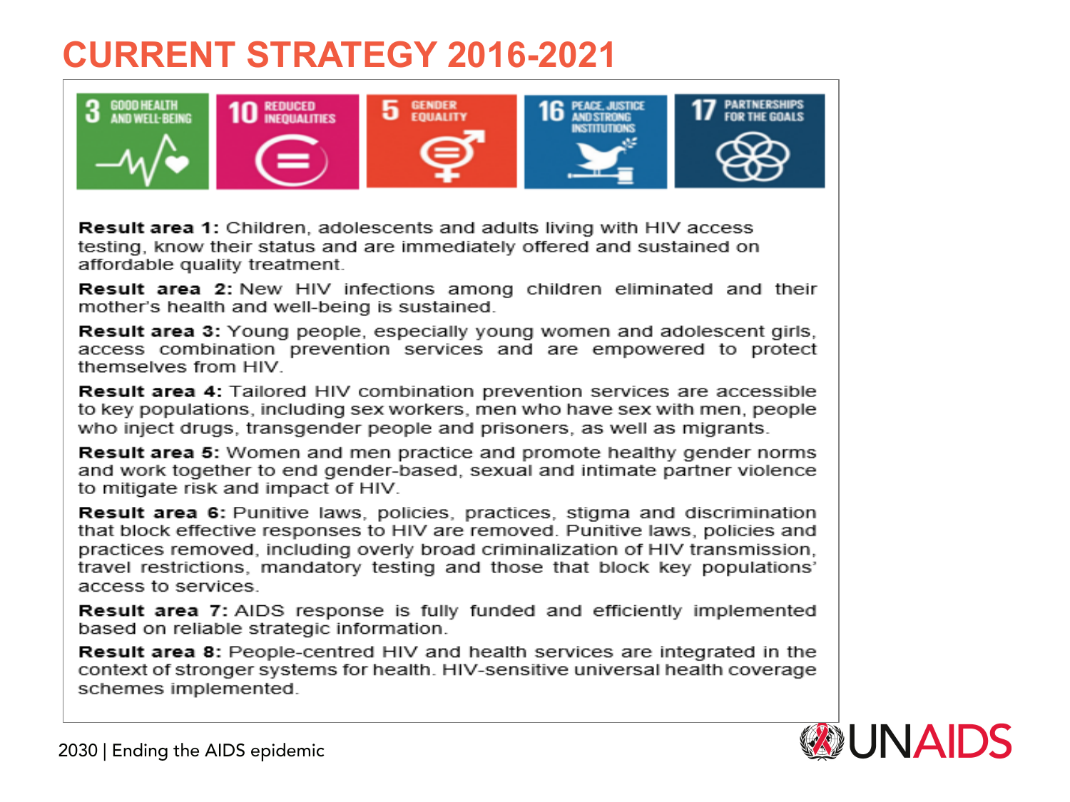# CURRENT STRATEGY 2016-2021

3 GOOD HEALTH AND WELL-BEING | 10 REDUCED INEQUALITIES | 5 GENDER EQUALITY | 16 PEACE, JUSTICE AND STRONG INSTITUTIONS | 17 PARTNERSHIPS FOR THE GOALS

**Result area 1:** Children, adolescents and adults living with HIV access testing, know their status and are immediately offered and sustained on affordable quality treatment.

**Result area 2:** New HIV infections among children eliminated and their mother's health and well-being is sustained.

**Result area 3:** Young people, especially young women and adolescent girls, access combination prevention services and are empowered to protect themselves from HIV.

**Result area 4:** Tailored HIV combination prevention services are accessible to key populations, including sex workers, men who have sex with men, people who inject drugs, transgender people and prisoners, as well as migrants.

**Result area 5:** Women and men practice and promote healthy gender norms and work together to end gender-based, sexual and intimate partner violence to mitigate risk and impact of HIV.

**Result area 6:** Punitive laws, policies, practices, stigma and discrimination that block effective responses to HIV are removed. Punitive laws, policies and practices removed, including overly broad criminalization of HIV transmission, travel restrictions, mandatory testing and those that block key populations' access to services.

**Result area 7:** AIDS response is fully funded and efficiently implemented based on reliable strategic information.

**Result area 8:** People-centred HIV and health services are integrated in the context of stronger systems for health. HIV-sensitive universal health coverage schemes implemented.

2030 | Ending the AIDS epidemic

UNAIDS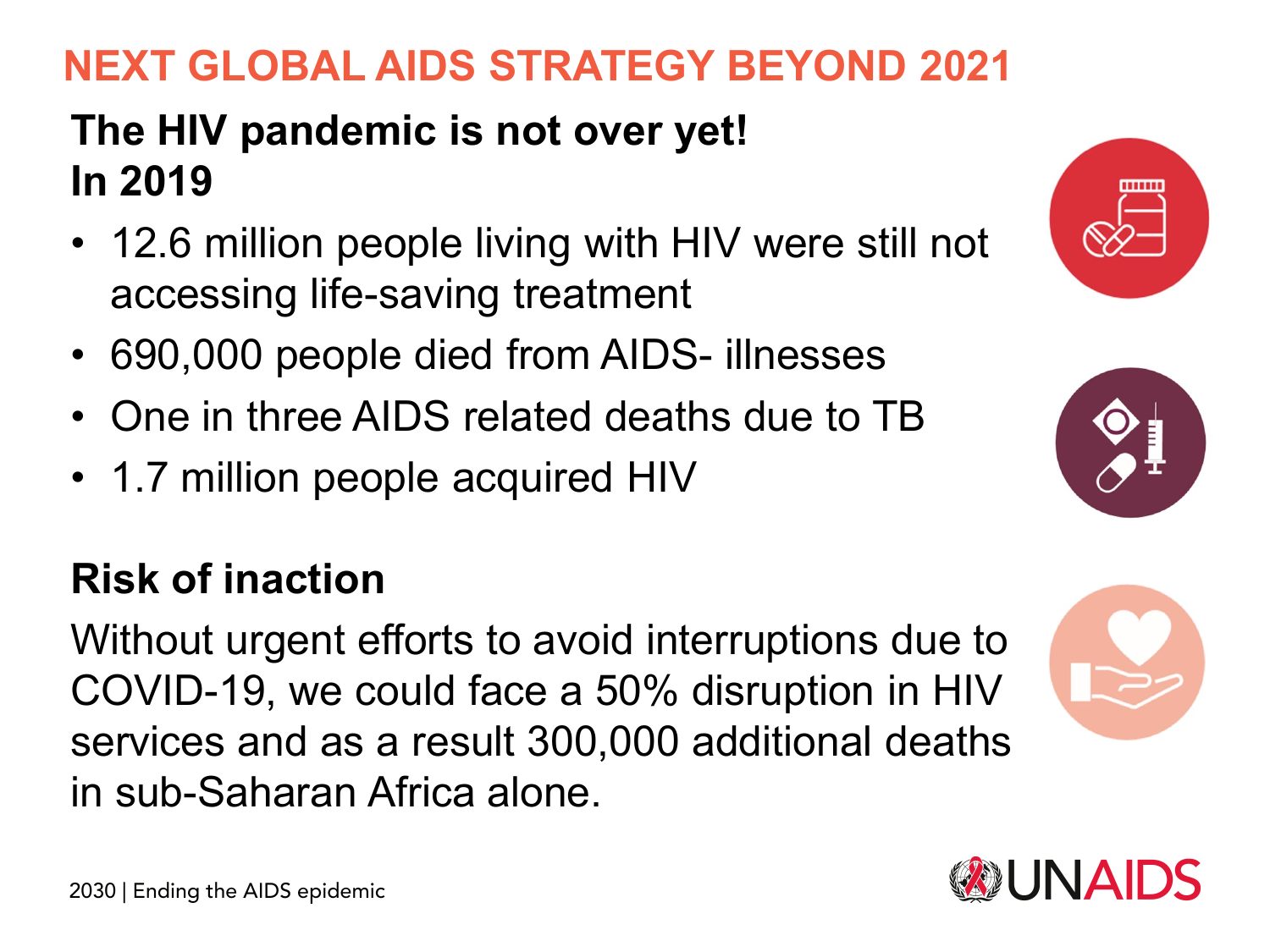# NEXT GLOBAL AIDS STRATEGY BEYOND 2021

## The HIV pandemic is not over yet!
## In 2019

- 12.6 million people living with HIV were still not accessing life-saving treatment
- 690,000 people died from AIDS- illnesses
- One in three AIDS related deaths due to TB
- 1.7 million people acquired HIV

## Risk of inaction

Without urgent efforts to avoid interruptions due to COVID-19, we could face a 50% disruption in HIV services and as a result 300,000 additional deaths in sub-Saharan Africa alone.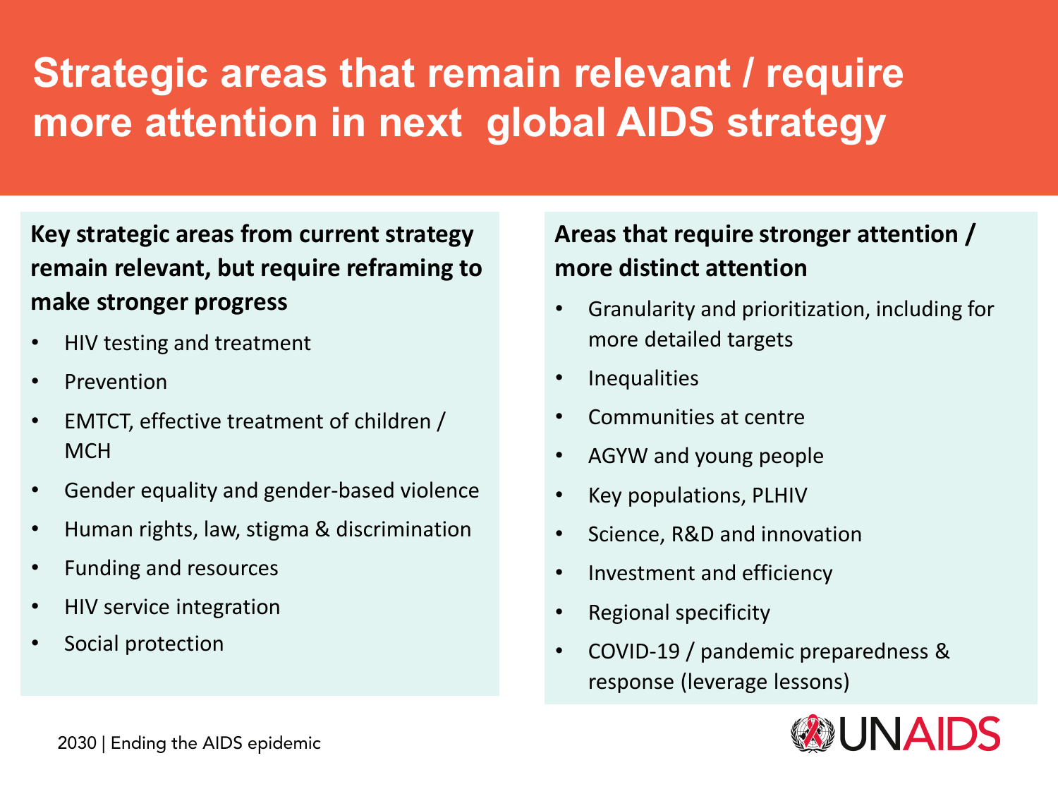# Strategic areas that remain relevant / require more attention in next global AIDS strategy

**Key strategic areas from current strategy remain relevant, but require reframing to make stronger progress**

- HIV testing and treatment
- Prevention
- EMTCT, effective treatment of children / MCH
- Gender equality and gender-based violence
- Human rights, law, stigma & discrimination
- Funding and resources
- HIV service integration
- Social protection

**Areas that require stronger attention / more distinct attention**

- Granularity and prioritization, including for more detailed targets
- Inequalities
- Communities at centre
- AGYW and young people
- Key populations, PLHIV
- Science, R&D and innovation
- Investment and efficiency
- Regional specificity
- COVID-19 / pandemic preparedness & response (leverage lessons)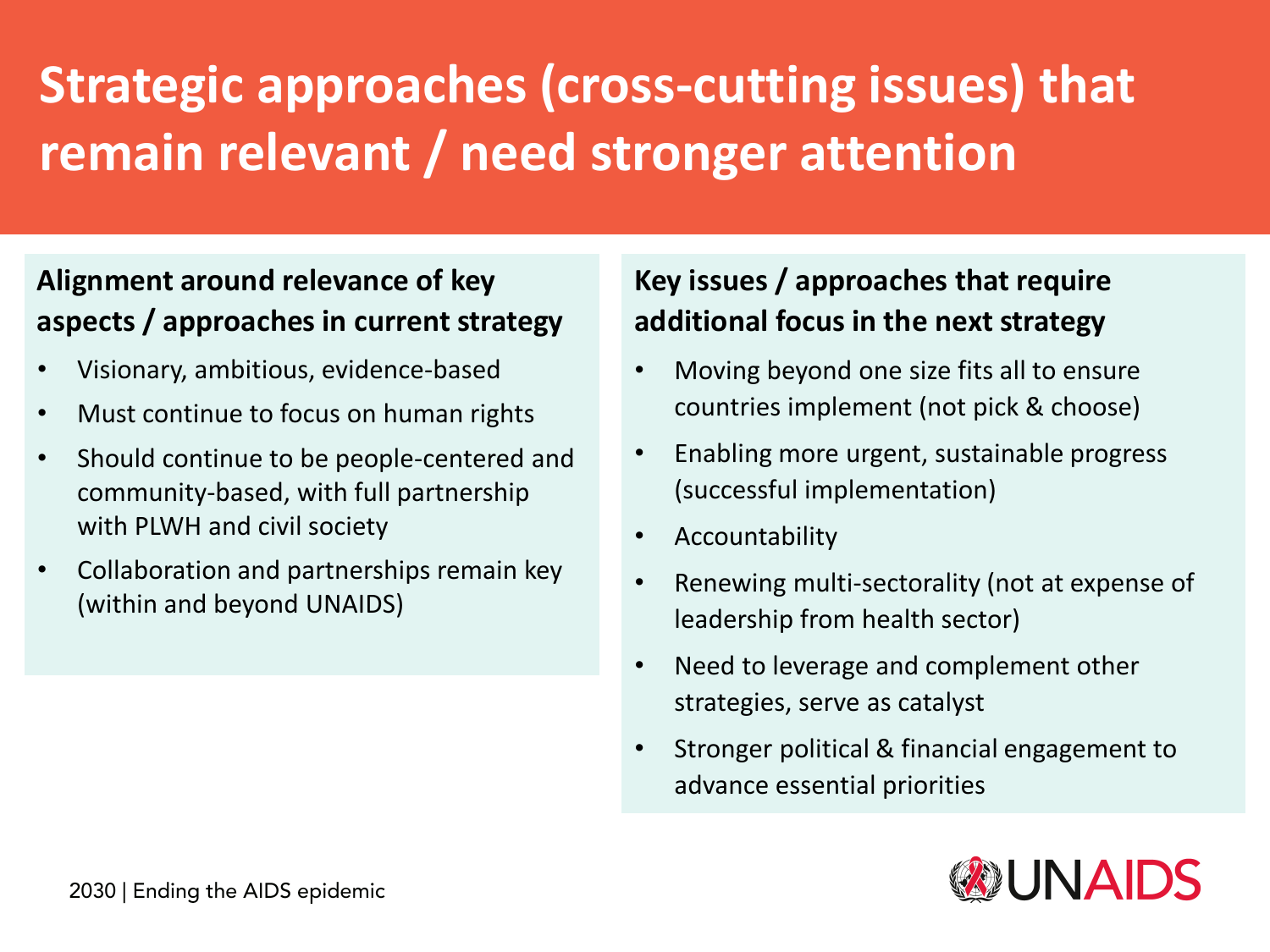# Strategic approaches (cross-cutting issues) that remain relevant / need stronger attention

**Alignment around relevance of key aspects / approaches in current strategy**

- Visionary, ambitious, evidence-based
- Must continue to focus on human rights
- Should continue to be people-centered and community-based, with full partnership with PLWH and civil society
- Collaboration and partnerships remain key (within and beyond UNAIDS)

**Key issues / approaches that require additional focus in the next strategy**

- Moving beyond one size fits all to ensure countries implement (not pick & choose)
- Enabling more urgent, sustainable progress (successful implementation)
- Accountability
- Renewing multi-sectorality (not at expense of leadership from health sector)
- Need to leverage and complement other strategies, serve as catalyst
- Stronger political & financial engagement to advance essential priorities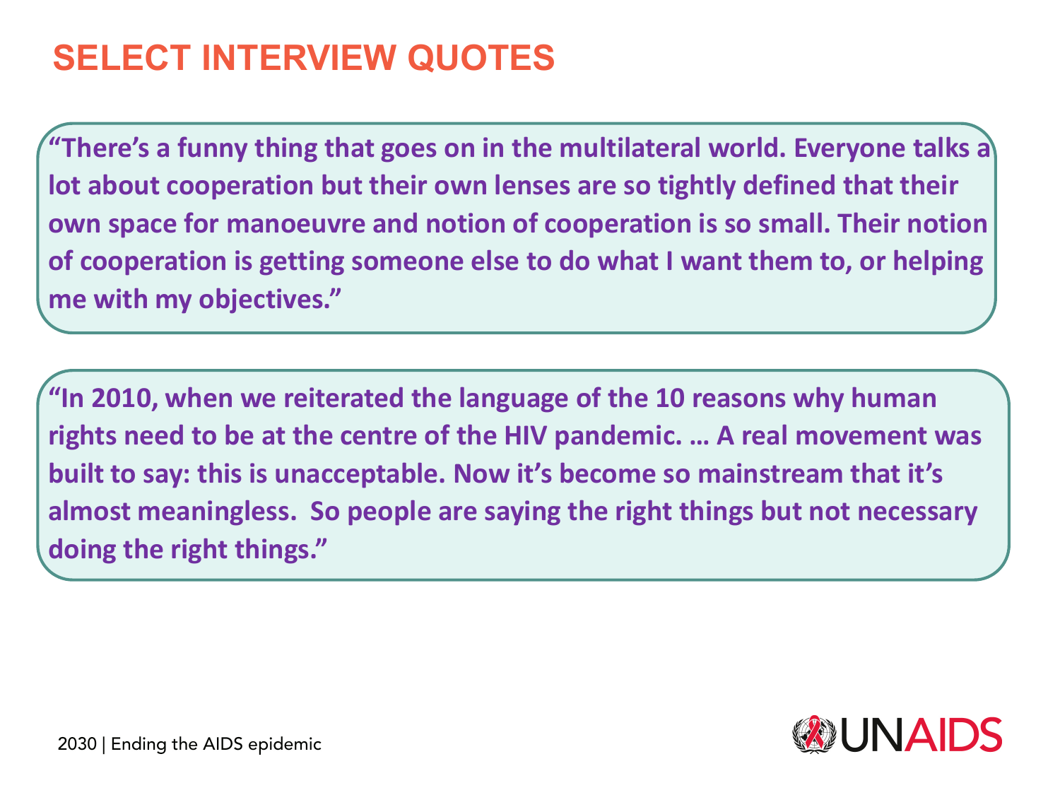# SELECT INTERVIEW QUOTES

**"There's a funny thing that goes on in the multilateral world. Everyone talks a lot about cooperation but their own lenses are so tightly defined that their own space for manoeuvre and notion of cooperation is so small. Their notion of cooperation is getting someone else to do what I want them to, or helping me with my objectives."**

**"In 2010, when we reiterated the language of the 10 reasons why human rights need to be at the centre of the HIV pandemic. … A real movement was built to say: this is unacceptable. Now it's become so mainstream that it's almost meaningless. So people are saying the right things but not necessary doing the right things."**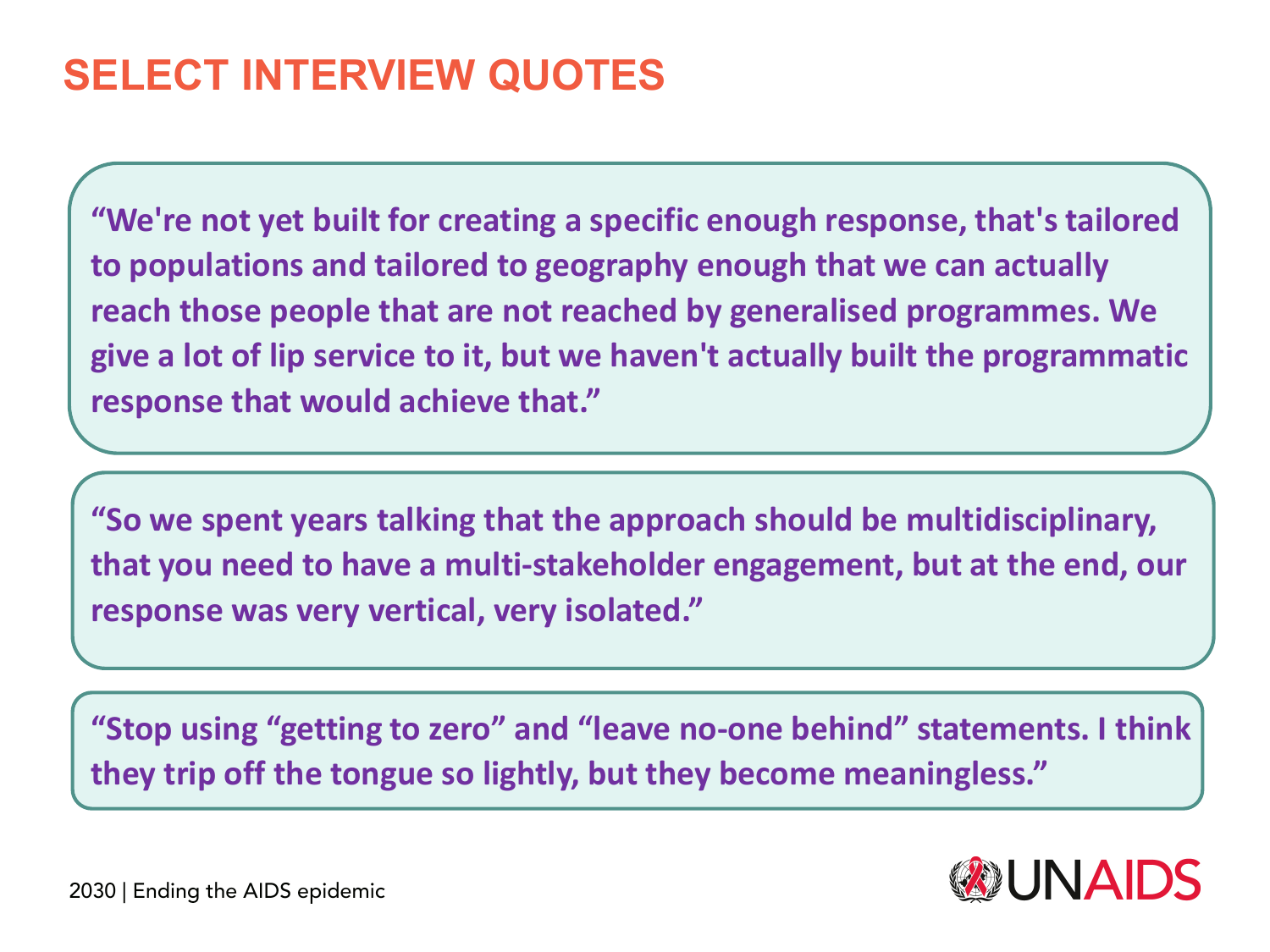# SELECT INTERVIEW QUOTES

**“We're not yet built for creating a specific enough response, that's tailored to populations and tailored to geography enough that we can actually reach those people that are not reached by generalised programmes. We give a lot of lip service to it, but we haven't actually built the programmatic response that would achieve that.”**

**“So we spent years talking that the approach should be multidisciplinary, that you need to have a multi-stakeholder engagement, but at the end, our response was very vertical, very isolated.”**

**“Stop using “getting to zero” and “leave no-one behind” statements. I think they trip off the tongue so lightly, but they become meaningless.”**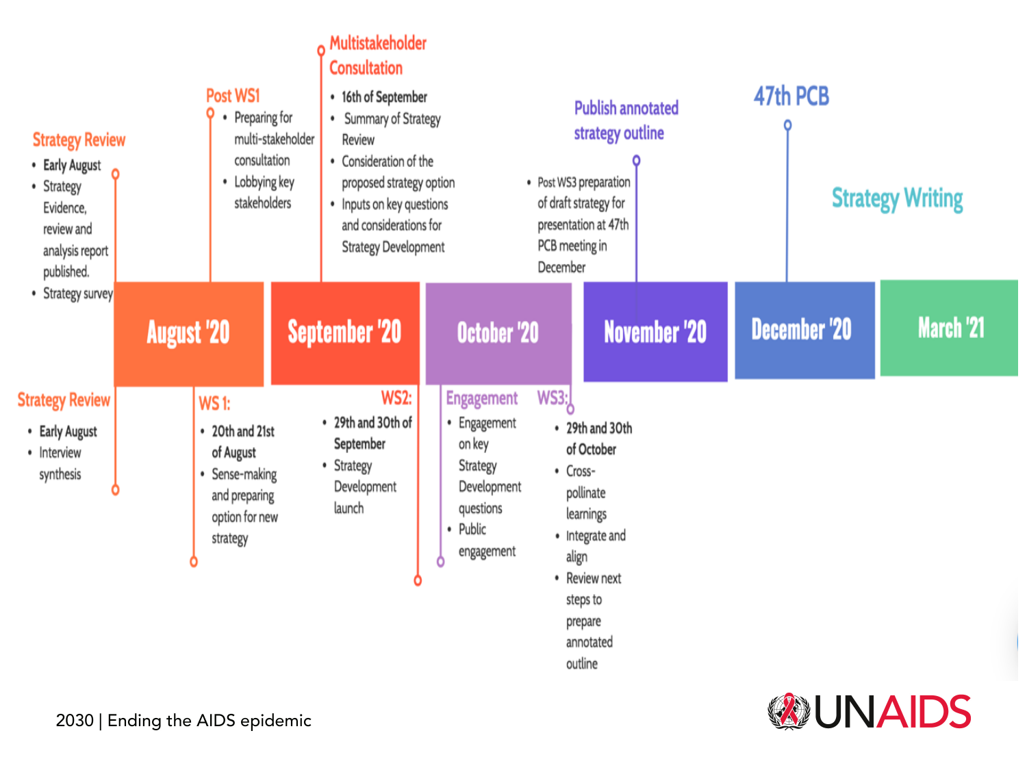Strategy Review
- Early August
- Strategy Evidence, review and analysis report published.
- Strategy survey

Post WS1
- Preparing for multi-stakeholder consultation
- Lobbying key stakeholders

Multistakeholder Consultation
- 16th of September
- Summary of Strategy Review
- Consideration of the proposed strategy option
- Inputs on key questions and considerations for Strategy Development

- Post WS3 preparation of draft strategy for presentation at 47th PCB meeting in December

Publish annotated strategy outline

47th PCB

Strategy Writing

August '20

September '20

October '20

November '20

December '20

March '21

Strategy Review
- Early August
- Interview synthesis

WS 1:
- 20th and 21st of August
- Sense-making and preparing option for new strategy

WS2:
- 29th and 30th of September
- Strategy Development launch

Engagement
- Engagement on key Strategy Development questions
- Public engagement

WS3:
- 29th and 30th of October
- Cross-pollinate learnings
- Integrate and align
- Review next steps to prepare annotated outline

2030 | Ending the AIDS epidemic

UNAIDS